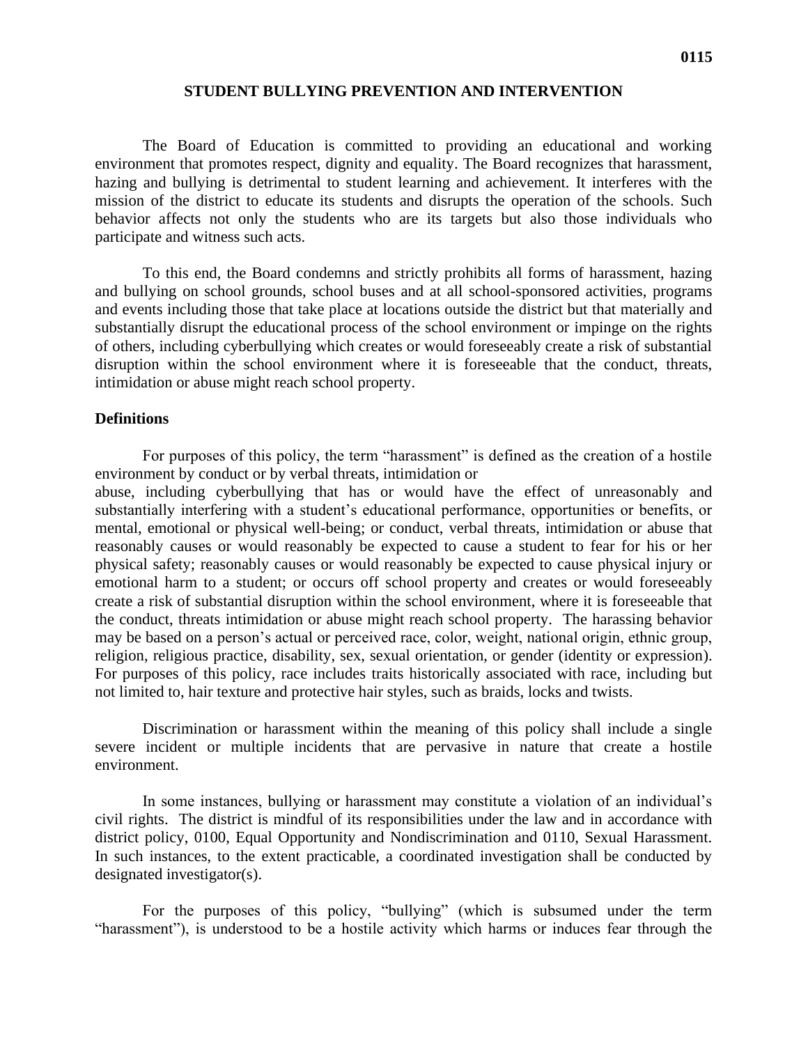# STUDENT BULLYING PREVENTION AND INTERVENTION

The Board of Education is committed to providing an educational and working environment that promotes respect, dignity and equality. The Board recognizes that harassment, hazing and bullying is detrimental to student learning and achievement. It interferes with the mission of the district to educate its students and disrupts the operation of the schools. Such behavior affects not only the students who are its targets but also those individuals who participate and witness such acts.

To this end, the Board condemns and strictly prohibits all forms of harassment, hazing and bullying on school grounds, school buses and at all school-sponsored activities, programs and events including those that take place at locations outside the district but that materially and substantially disrupt the educational process of the school environment or impinge on the rights of others, including cyberbullying which creates or would foreseeably create a risk of substantial disruption within the school environment where it is foreseeable that the conduct, threats, intimidation or abuse might reach school property.

## Definitions

For purposes of this policy, the term "harassment" is defined as the creation of a hostile environment by conduct or by verbal threats, intimidation or abuse, including cyberbullying that has or would have the effect of unreasonably and substantially interfering with a student's educational performance, opportunities or benefits, or mental, emotional or physical well-being; or conduct, verbal threats, intimidation or abuse that reasonably causes or would reasonably be expected to cause a student to fear for his or her physical safety; reasonably causes or would reasonably be expected to cause physical injury or emotional harm to a student; or occurs off school property and creates or would foreseeably create a risk of substantial disruption within the school environment, where it is foreseeable that the conduct, threats intimidation or abuse might reach school property. The harassing behavior may be based on a person's actual or perceived race, color, weight, national origin, ethnic group, religion, religious practice, disability, sex, sexual orientation, or gender (identity or expression). For purposes of this policy, race includes traits historically associated with race, including but not limited to, hair texture and protective hair styles, such as braids, locks and twists.

Discrimination or harassment within the meaning of this policy shall include a single severe incident or multiple incidents that are pervasive in nature that create a hostile environment.

In some instances, bullying or harassment may constitute a violation of an individual's civil rights. The district is mindful of its responsibilities under the law and in accordance with district policy, 0100, Equal Opportunity and Nondiscrimination and 0110, Sexual Harassment. In such instances, to the extent practicable, a coordinated investigation shall be conducted by designated investigator(s).

For the purposes of this policy, "bullying" (which is subsumed under the term "harassment"), is understood to be a hostile activity which harms or induces fear through the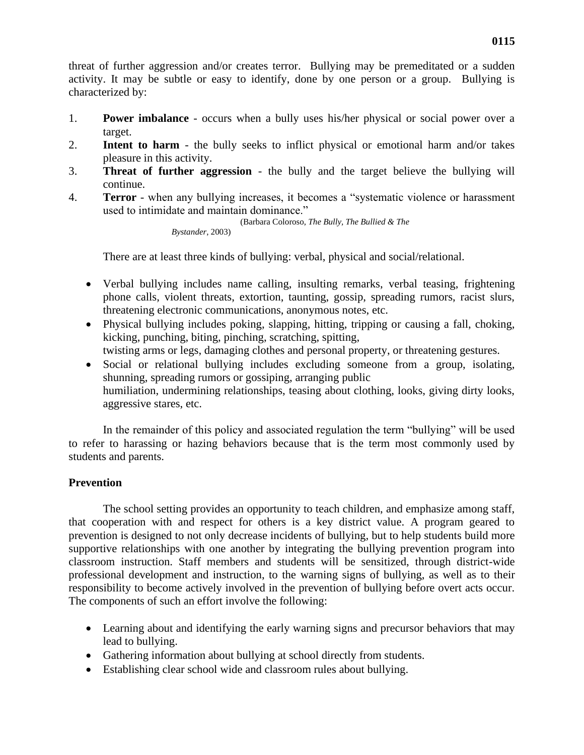threat of further aggression and/or creates terror. Bullying may be premeditated or a sudden activity. It may be subtle or easy to identify, done by one person or a group. Bullying is characterized by:

1. **Power imbalance** - occurs when a bully uses his/her physical or social power over a target.
2. **Intent to harm** - the bully seeks to inflict physical or emotional harm and/or takes pleasure in this activity.
3. **Threat of further aggression** - the bully and the target believe the bullying will continue.
4. **Terror** - when any bullying increases, it becomes a "systematic violence or harassment used to intimidate and maintain dominance."

(Barbara Coloroso, *The Bully, The Bullied & The Bystander*, 2003)

There are at least three kinds of bullying: verbal, physical and social/relational.

- Verbal bullying includes name calling, insulting remarks, verbal teasing, frightening phone calls, violent threats, extortion, taunting, gossip, spreading rumors, racist slurs, threatening electronic communications, anonymous notes, etc.
- Physical bullying includes poking, slapping, hitting, tripping or causing a fall, choking, kicking, punching, biting, pinching, scratching, spitting, twisting arms or legs, damaging clothes and personal property, or threatening gestures.
- Social or relational bullying includes excluding someone from a group, isolating, shunning, spreading rumors or gossiping, arranging public humiliation, undermining relationships, teasing about clothing, looks, giving dirty looks, aggressive stares, etc.

In the remainder of this policy and associated regulation the term "bullying" will be used to refer to harassing or hazing behaviors because that is the term most commonly used by students and parents.

**Prevention**

The school setting provides an opportunity to teach children, and emphasize among staff, that cooperation with and respect for others is a key district value. A program geared to prevention is designed to not only decrease incidents of bullying, but to help students build more supportive relationships with one another by integrating the bullying prevention program into classroom instruction. Staff members and students will be sensitized, through district-wide professional development and instruction, to the warning signs of bullying, as well as to their responsibility to become actively involved in the prevention of bullying before overt acts occur. The components of such an effort involve the following:

- Learning about and identifying the early warning signs and precursor behaviors that may lead to bullying.
- Gathering information about bullying at school directly from students.
- Establishing clear school wide and classroom rules about bullying.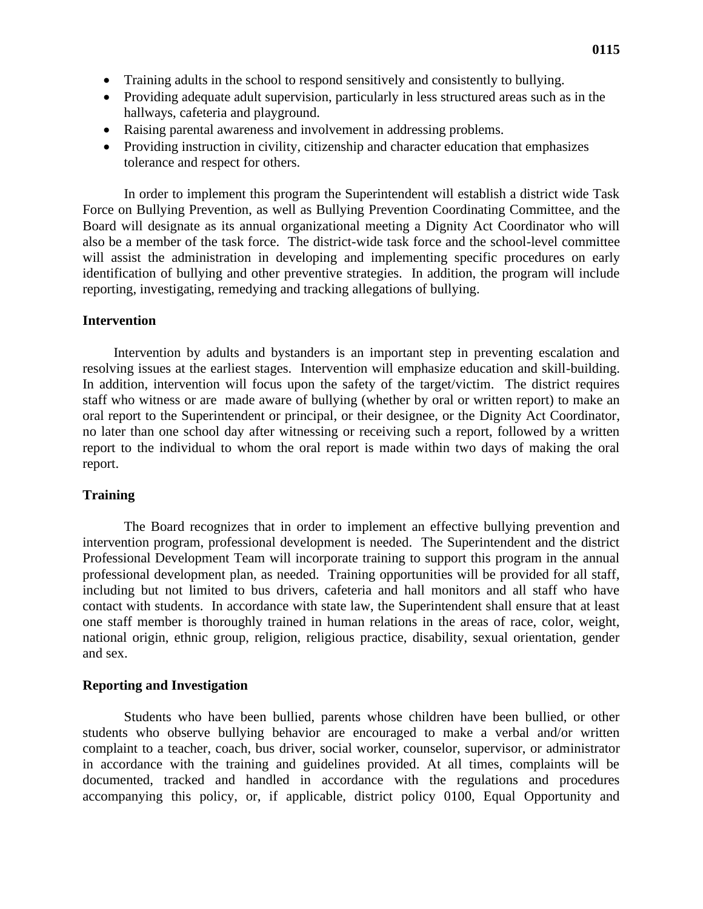- Training adults in the school to respond sensitively and consistently to bullying.
- Providing adequate adult supervision, particularly in less structured areas such as in the hallways, cafeteria and playground.
- Raising parental awareness and involvement in addressing problems.
- Providing instruction in civility, citizenship and character education that emphasizes tolerance and respect for others.

In order to implement this program the Superintendent will establish a district wide Task Force on Bullying Prevention, as well as Bullying Prevention Coordinating Committee, and the Board will designate as its annual organizational meeting a Dignity Act Coordinator who will also be a member of the task force. The district-wide task force and the school-level committee will assist the administration in developing and implementing specific procedures on early identification of bullying and other preventive strategies. In addition, the program will include reporting, investigating, remedying and tracking allegations of bullying.

**Intervention**

Intervention by adults and bystanders is an important step in preventing escalation and resolving issues at the earliest stages. Intervention will emphasize education and skill-building. In addition, intervention will focus upon the safety of the target/victim. The district requires staff who witness or are made aware of bullying (whether by oral or written report) to make an oral report to the Superintendent or principal, or their designee, or the Dignity Act Coordinator, no later than one school day after witnessing or receiving such a report, followed by a written report to the individual to whom the oral report is made within two days of making the oral report.

**Training**

The Board recognizes that in order to implement an effective bullying prevention and intervention program, professional development is needed. The Superintendent and the district Professional Development Team will incorporate training to support this program in the annual professional development plan, as needed. Training opportunities will be provided for all staff, including but not limited to bus drivers, cafeteria and hall monitors and all staff who have contact with students. In accordance with state law, the Superintendent shall ensure that at least one staff member is thoroughly trained in human relations in the areas of race, color, weight, national origin, ethnic group, religion, religious practice, disability, sexual orientation, gender and sex.

**Reporting and Investigation**

Students who have been bullied, parents whose children have been bullied, or other students who observe bullying behavior are encouraged to make a verbal and/or written complaint to a teacher, coach, bus driver, social worker, counselor, supervisor, or administrator in accordance with the training and guidelines provided. At all times, complaints will be documented, tracked and handled in accordance with the regulations and procedures accompanying this policy, or, if applicable, district policy 0100, Equal Opportunity and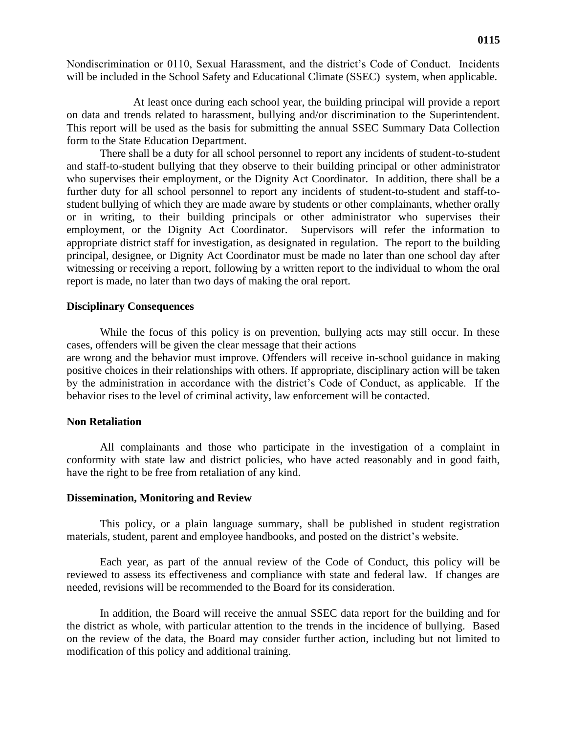Nondiscrimination or 0110, Sexual Harassment, and the district's Code of Conduct. Incidents will be included in the School Safety and Educational Climate (SSEC) system, when applicable.

At least once during each school year, the building principal will provide a report on data and trends related to harassment, bullying and/or discrimination to the Superintendent. This report will be used as the basis for submitting the annual SSEC Summary Data Collection form to the State Education Department.

There shall be a duty for all school personnel to report any incidents of student-to-student and staff-to-student bullying that they observe to their building principal or other administrator who supervises their employment, or the Dignity Act Coordinator. In addition, there shall be a further duty for all school personnel to report any incidents of student-to-student and staff-to-student bullying of which they are made aware by students or other complainants, whether orally or in writing, to their building principals or other administrator who supervises their employment, or the Dignity Act Coordinator. Supervisors will refer the information to appropriate district staff for investigation, as designated in regulation. The report to the building principal, designee, or Dignity Act Coordinator must be made no later than one school day after witnessing or receiving a report, following by a written report to the individual to whom the oral report is made, no later than two days of making the oral report.

**Disciplinary Consequences**

While the focus of this policy is on prevention, bullying acts may still occur. In these cases, offenders will be given the clear message that their actions are wrong and the behavior must improve. Offenders will receive in-school guidance in making positive choices in their relationships with others. If appropriate, disciplinary action will be taken by the administration in accordance with the district's Code of Conduct, as applicable. If the behavior rises to the level of criminal activity, law enforcement will be contacted.

**Non Retaliation**

All complainants and those who participate in the investigation of a complaint in conformity with state law and district policies, who have acted reasonably and in good faith, have the right to be free from retaliation of any kind.

**Dissemination, Monitoring and Review**

This policy, or a plain language summary, shall be published in student registration materials, student, parent and employee handbooks, and posted on the district's website.

Each year, as part of the annual review of the Code of Conduct, this policy will be reviewed to assess its effectiveness and compliance with state and federal law. If changes are needed, revisions will be recommended to the Board for its consideration.

In addition, the Board will receive the annual SSEC data report for the building and for the district as whole, with particular attention to the trends in the incidence of bullying. Based on the review of the data, the Board may consider further action, including but not limited to modification of this policy and additional training.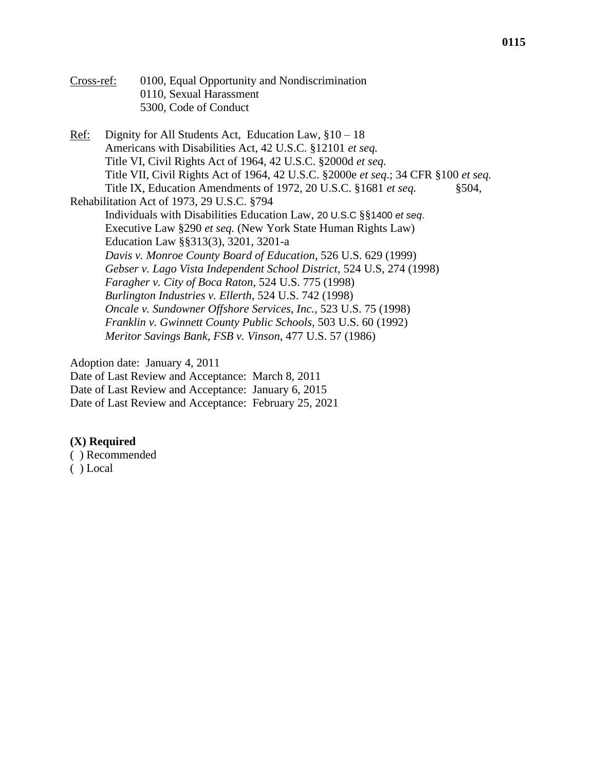Cross-ref: 0100, Equal Opportunity and Nondiscrimination
0110, Sexual Harassment
5300, Code of Conduct

Ref: Dignity for All Students Act, Education Law, §10 – 18
Americans with Disabilities Act, 42 U.S.C. §12101 *et seq.*
Title VI, Civil Rights Act of 1964, 42 U.S.C. §2000d *et seq.*
Title VII, Civil Rights Act of 1964, 42 U.S.C. §2000e *et seq.*; 34 CFR §100 *et seq.*
Title IX, Education Amendments of 1972, 20 U.S.C. §1681 *et seq.* §504, Rehabilitation Act of 1973, 29 U.S.C. §794
Individuals with Disabilities Education Law, 20 U.S.C §§1400 *et seq*.
Executive Law §290 *et seq.* (New York State Human Rights Law)
Education Law §§313(3), 3201, 3201-a
*Davis v. Monroe County Board of Education*, 526 U.S. 629 (1999)
*Gebser v. Lago Vista Independent School District*, 524 U.S, 274 (1998)
*Faragher v. City of Boca Raton*, 524 U.S. 775 (1998)
*Burlington Industries v. Ellerth*, 524 U.S. 742 (1998)
*Oncale v. Sundowner Offshore Services, Inc.*, 523 U.S. 75 (1998)
*Franklin v. Gwinnett County Public Schools,* 503 U.S. 60 (1992)
*Meritor Savings Bank, FSB v. Vinson*, 477 U.S. 57 (1986)

Adoption date: January 4, 2011
Date of Last Review and Acceptance: March 8, 2011
Date of Last Review and Acceptance: January 6, 2015
Date of Last Review and Acceptance: February 25, 2021

**(X) Required**
( ) Recommended
( ) Local